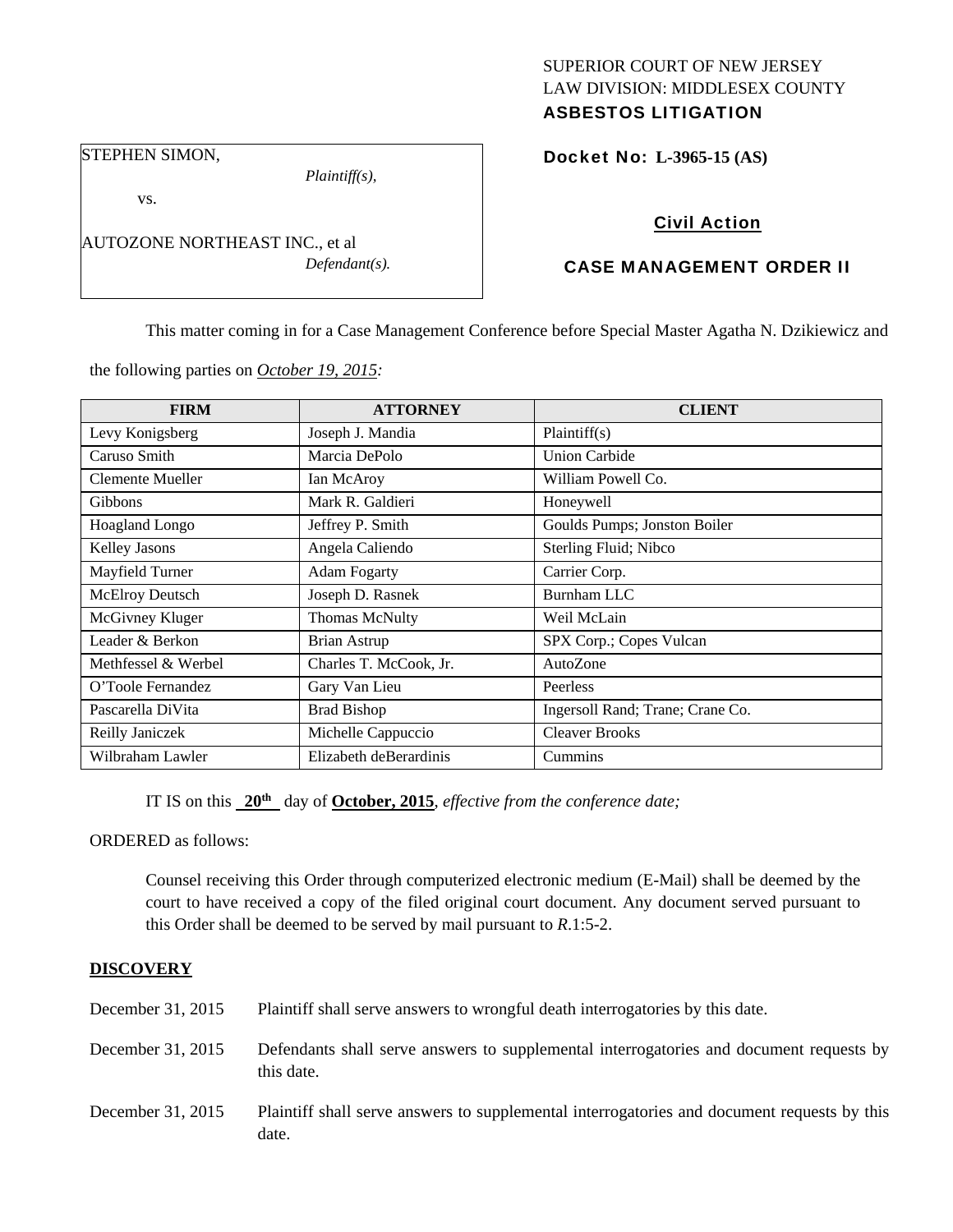SUPERIOR COURT OF NEW JERSEY
LAW DIVISION: MIDDLESEX COUNTY
**ASBESTOS LITIGATION**

STEPHEN SIMON,
*Plaintiff(s),*

vs.

AUTOZONE NORTHEAST INC., et al
*Defendant(s).*

**Docket No: L-3965-15 (AS)**

**Civil Action**

**CASE MANAGEMENT ORDER II**

This matter coming in for a Case Management Conference before Special Master Agatha N. Dzikiewicz and the following parties on *October 19, 2015:*

| FIRM | ATTORNEY | CLIENT |
|---|---|---|
| Levy Konigsberg | Joseph J. Mandia | Plaintiff(s) |
| Caruso Smith | Marcia DePolo | Union Carbide |
| Clemente Mueller | Ian McAroy | William Powell Co. |
| Gibbons | Mark R. Galdieri | Honeywell |
| Hoagland Longo | Jeffrey P. Smith | Goulds Pumps; Jonston Boiler |
| Kelley Jasons | Angela Caliendo | Sterling Fluid; Nibco |
| Mayfield Turner | Adam Fogarty | Carrier Corp. |
| McElroy Deutsch | Joseph D. Rasnek | Burnham LLC |
| McGivney Kluger | Thomas McNulty | Weil McLain |
| Leader & Berkon | Brian Astrup | SPX Corp.; Copes Vulcan |
| Methfessel & Werbel | Charles T. McCook, Jr. | AutoZone |
| O'Toole Fernandez | Gary Van Lieu | Peerless |
| Pascarella DiVita | Brad Bishop | Ingersoll Rand; Trane; Crane Co. |
| Reilly Janiczek | Michelle Cappuccio | Cleaver Brooks |
| Wilbraham Lawler | Elizabeth deBerardinis | Cummins |

IT IS on this **20th** day of **October, 2015**, *effective from the conference date;*

ORDERED as follows:

Counsel receiving this Order through computerized electronic medium (E-Mail) shall be deemed by the court to have received a copy of the filed original court document. Any document served pursuant to this Order shall be deemed to be served by mail pursuant to *R*.1:5-2.

**DISCOVERY**

December 31, 2015 Plaintiff shall serve answers to wrongful death interrogatories by this date.

December 31, 2015 Defendants shall serve answers to supplemental interrogatories and document requests by this date.

December 31, 2015 Plaintiff shall serve answers to supplemental interrogatories and document requests by this date.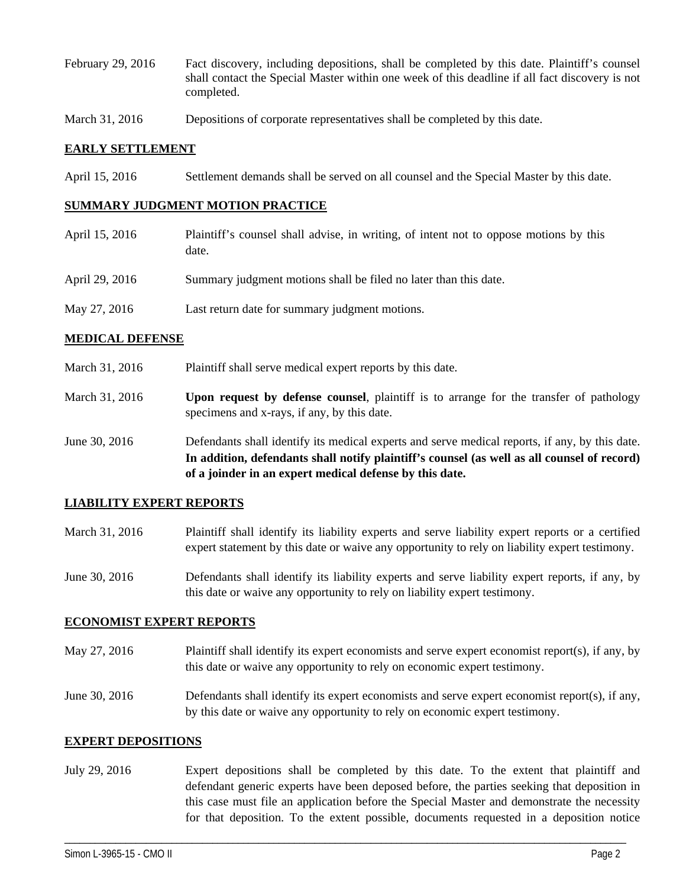| | |
|---|---|
| February 29, 2016 | Fact discovery, including depositions, shall be completed by this date. Plaintiff's counsel shall contact the Special Master within one week of this deadline if all fact discovery is not completed. |
| March 31, 2016 | Depositions of corporate representatives shall be completed by this date. |

## **EARLY SETTLEMENT**

| | |
|---|---|
| April 15, 2016 | Settlement demands shall be served on all counsel and the Special Master by this date. |

## **SUMMARY JUDGMENT MOTION PRACTICE**

| | |
|---|---|
| April 15, 2016 | Plaintiff's counsel shall advise, in writing, of intent not to oppose motions by this date. |
| April 29, 2016 | Summary judgment motions shall be filed no later than this date. |
| May 27, 2016 | Last return date for summary judgment motions. |

## **MEDICAL DEFENSE**

| | |
|---|---|
| March 31, 2016 | Plaintiff shall serve medical expert reports by this date. |
| March 31, 2016 | **Upon request by defense counsel**, plaintiff is to arrange for the transfer of pathology specimens and x-rays, if any, by this date. |
| June 30, 2016 | Defendants shall identify its medical experts and serve medical reports, if any, by this date. **In addition, defendants shall notify plaintiff's counsel (as well as all counsel of record) of a joinder in an expert medical defense by this date.** |

## **LIABILITY EXPERT REPORTS**

| | |
|---|---|
| March 31, 2016 | Plaintiff shall identify its liability experts and serve liability expert reports or a certified expert statement by this date or waive any opportunity to rely on liability expert testimony. |
| June 30, 2016 | Defendants shall identify its liability experts and serve liability expert reports, if any, by this date or waive any opportunity to rely on liability expert testimony. |

## **ECONOMIST EXPERT REPORTS**

| | |
|---|---|
| May 27, 2016 | Plaintiff shall identify its expert economists and serve expert economist report(s), if any, by this date or waive any opportunity to rely on economic expert testimony. |
| June 30, 2016 | Defendants shall identify its expert economists and serve expert economist report(s), if any, by this date or waive any opportunity to rely on economic expert testimony. |

## **EXPERT DEPOSITIONS**

| | |
|---|---|
| July 29, 2016 | Expert depositions shall be completed by this date. To the extent that plaintiff and defendant generic experts have been deposed before, the parties seeking that deposition in this case must file an application before the Special Master and demonstrate the necessity for that deposition. To the extent possible, documents requested in a deposition notice |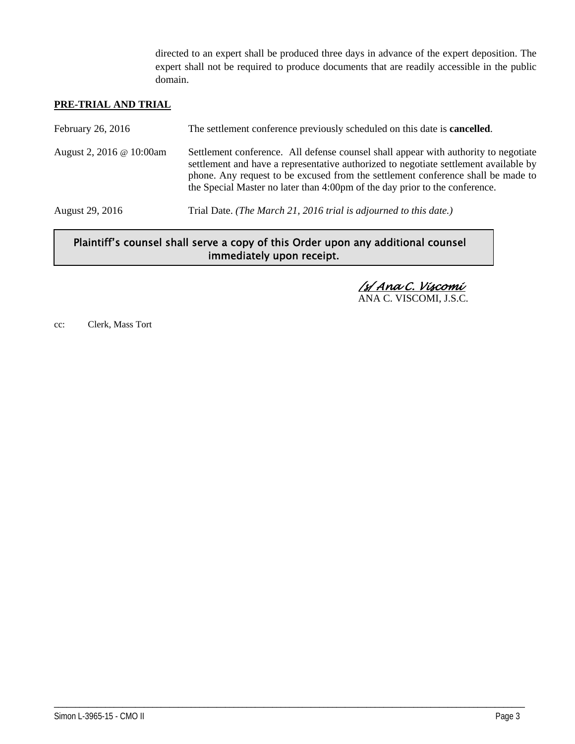directed to an expert shall be produced three days in advance of the expert deposition. The expert shall not be required to produce documents that are readily accessible in the public domain.

**PRE-TRIAL AND TRIAL**

| | |
|---|---|
| February 26, 2016 | The settlement conference previously scheduled on this date is **cancelled**. |
| August 2, 2016 @ 10:00am | Settlement conference. All defense counsel shall appear with authority to negotiate settlement and have a representative authorized to negotiate settlement available by phone. Any request to be excused from the settlement conference shall be made to the Special Master no later than 4:00pm of the day prior to the conference. |
| August 29, 2016 | Trial Date. *(The March 21, 2016 trial is adjourned to this date.)* |

**Plaintiff's counsel shall serve a copy of this Order upon any additional counsel immediately upon receipt.**

*/s/ Ana C. Viscomi*
ANA C. VISCOMI, J.S.C.

cc: Clerk, Mass Tort